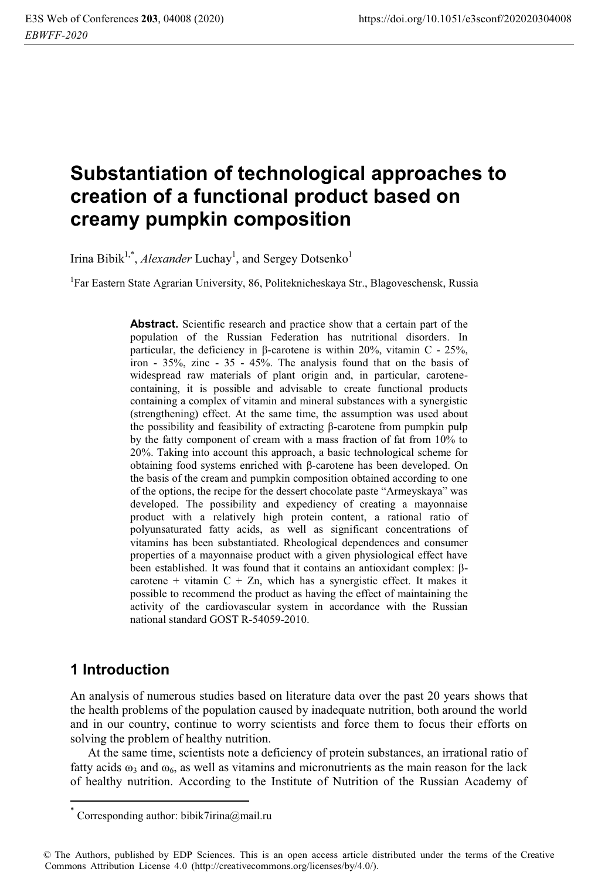# Substantiation of technological approaches to creation of a functional product based on creamy pumpkin composition

Irina Bibik[1,*], *Alexander* Luchay[1], and Sergey Dotsenko[1]

[1]Far Eastern State Agrarian University, 86, Politeknicheskaya Str., Blagoveschensk, Russia

**Abstract.** Scientific research and practice show that a certain part of the population of the Russian Federation has nutritional disorders. In particular, the deficiency in β-carotene is within 20%, vitamin C - 25%, iron - 35%, zinc - 35 - 45%. The analysis found that on the basis of widespread raw materials of plant origin and, in particular, carotene-containing, it is possible and advisable to create functional products containing a complex of vitamin and mineral substances with a synergistic (strengthening) effect. At the same time, the assumption was used about the possibility and feasibility of extracting β-carotene from pumpkin pulp by the fatty component of cream with a mass fraction of fat from 10% to 20%. Taking into account this approach, a basic technological scheme for obtaining food systems enriched with β-carotene has been developed. On the basis of the cream and pumpkin composition obtained according to one of the options, the recipe for the dessert chocolate paste "Armeyskaya" was developed. The possibility and expediency of creating a mayonnaise product with a relatively high protein content, a rational ratio of polyunsaturated fatty acids, as well as significant concentrations of vitamins has been substantiated. Rheological dependences and consumer properties of a mayonnaise product with a given physiological effect have been established. It was found that it contains an antioxidant complex: β-carotene + vitamin C + Zn, which has a synergistic effect. It makes it possible to recommend the product as having the effect of maintaining the activity of the cardiovascular system in accordance with the Russian national standard GOST R-54059-2010.

## 1 Introduction

An analysis of numerous studies based on literature data over the past 20 years shows that the health problems of the population caused by inadequate nutrition, both around the world and in our country, continue to worry scientists and force them to focus their efforts on solving the problem of healthy nutrition.

At the same time, scientists note a deficiency of protein substances, an irrational ratio of fatty acids $\omega_3$ and $\omega_6$, as well as vitamins and micronutrients as the main reason for the lack of healthy nutrition. According to the Institute of Nutrition of the Russian Academy of

* Corresponding author: bibik7irina@mail.ru

© The Authors, published by EDP Sciences. This is an open access article distributed under the terms of the Creative Commons Attribution License 4.0 (http://creativecommons.org/licenses/by/4.0/).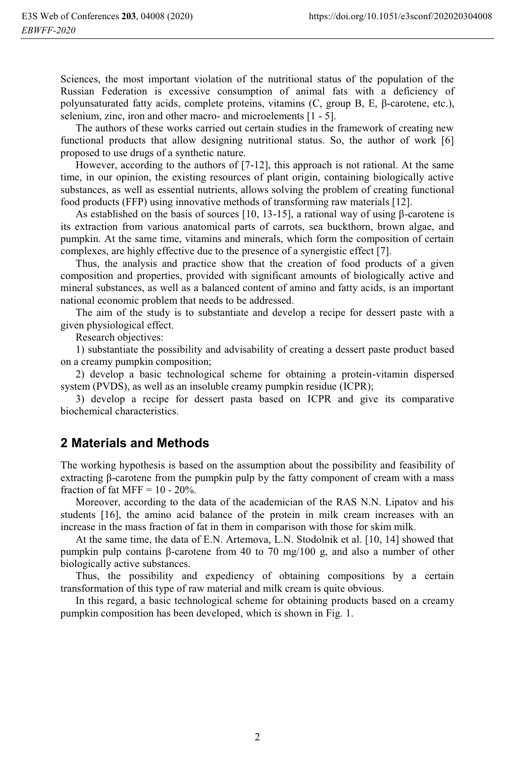Sciences, the most important violation of the nutritional status of the population of the Russian Federation is excessive consumption of animal fats with a deficiency of polyunsaturated fatty acids, complete proteins, vitamins (C, group B, E, β-carotene, etc.), selenium, zinc, iron and other macro- and microelements [1 - 5].

The authors of these works carried out certain studies in the framework of creating new functional products that allow designing nutritional status. So, the author of work [6] proposed to use drugs of a synthetic nature.

However, according to the authors of [7-12], this approach is not rational. At the same time, in our opinion, the existing resources of plant origin, containing biologically active substances, as well as essential nutrients, allows solving the problem of creating functional food products (FFP) using innovative methods of transforming raw materials [12].

As established on the basis of sources [10, 13-15], a rational way of using β-carotene is its extraction from various anatomical parts of carrots, sea buckthorn, brown algae, and pumpkin. At the same time, vitamins and minerals, which form the composition of certain complexes, are highly effective due to the presence of a synergistic effect [7].

Thus, the analysis and practice show that the creation of food products of a given composition and properties, provided with significant amounts of biologically active and mineral substances, as well as a balanced content of amino and fatty acids, is an important national economic problem that needs to be addressed.

The aim of the study is to substantiate and develop a recipe for dessert paste with a given physiological effect.

Research objectives:

1) substantiate the possibility and advisability of creating a dessert paste product based on a creamy pumpkin composition;

2) develop a basic technological scheme for obtaining a protein-vitamin dispersed system (PVDS), as well as an insoluble creamy pumpkin residue (ICPR);

3) develop a recipe for dessert pasta based on ICPR and give its comparative biochemical characteristics.

## 2 Materials and Methods

The working hypothesis is based on the assumption about the possibility and feasibility of extracting β-carotene from the pumpkin pulp by the fatty component of cream with a mass fraction of fat MFF = 10 - 20%.

Moreover, according to the data of the academician of the RAS N.N. Lipatov and his students [16], the amino acid balance of the protein in milk cream increases with an increase in the mass fraction of fat in them in comparison with those for skim milk.

At the same time, the data of E.N. Artemova, L.N. Stodolnik et al. [10, 14] showed that pumpkin pulp contains β-carotene from 40 to 70 mg/100 g, and also a number of other biologically active substances.

Thus, the possibility and expediency of obtaining compositions by a certain transformation of this type of raw material and milk cream is quite obvious.

In this regard, a basic technological scheme for obtaining products based on a creamy pumpkin composition has been developed, which is shown in Fig. 1.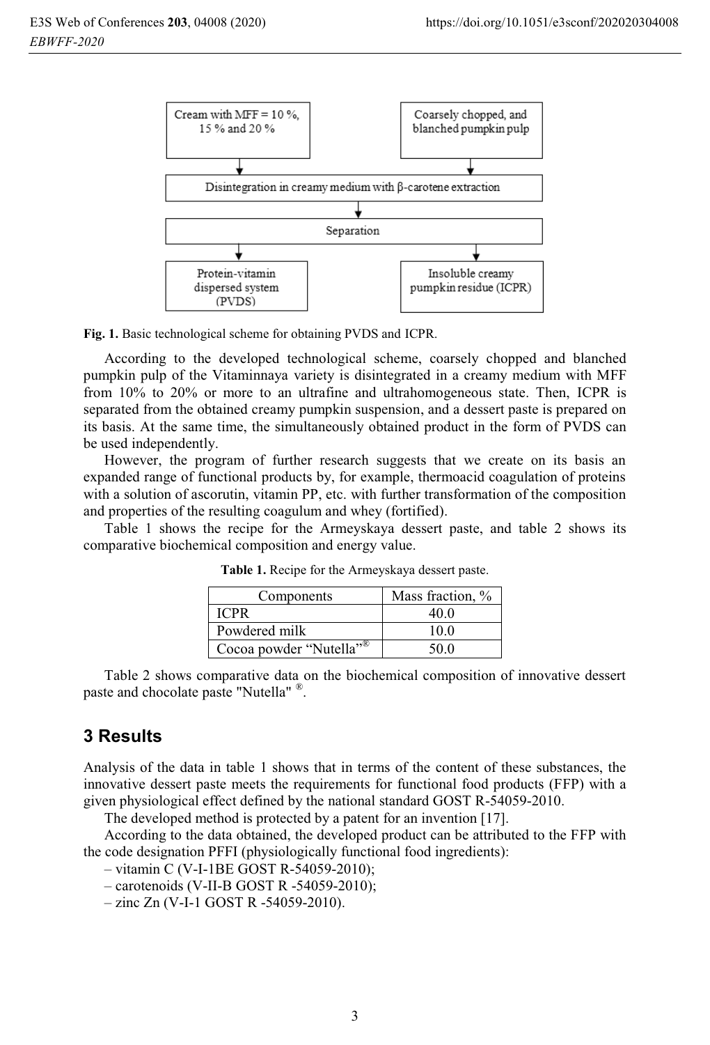Cream with MFF = 10 %, 15 % and 20 %

Coarsely chopped, and blanched pumpkin pulp

Disintegration in creamy medium with β-carotene extraction

Separation

Protein-vitamin dispersed system (PVDS)

Insoluble creamy pumpkin residue (ICPR)

**Fig. 1.** Basic technological scheme for obtaining PVDS and ICPR.

According to the developed technological scheme, coarsely chopped and blanched pumpkin pulp of the Vitaminnaya variety is disintegrated in a creamy medium with MFF from 10% to 20% or more to an ultrafine and ultrahomogeneous state. Then, ICPR is separated from the obtained creamy pumpkin suspension, and a dessert paste is prepared on its basis. At the same time, the simultaneously obtained product in the form of PVDS can be used independently.

However, the program of further research suggests that we create on its basis an expanded range of functional products by, for example, thermoacid coagulation of proteins with a solution of ascorutin, vitamin PP, etc. with further transformation of the composition and properties of the resulting coagulum and whey (fortified).

Table 1 shows the recipe for the Armeyskaya dessert paste, and table 2 shows its comparative biochemical composition and energy value.

**Table 1.** Recipe for the Armeyskaya dessert paste.

| Components | Mass fraction, % |
|---|---|
| ICPR | 40.0 |
| Powdered milk | 10.0 |
| Cocoa powder "Nutella"® | 50.0 |

Table 2 shows comparative data on the biochemical composition of innovative dessert paste and chocolate paste "Nutella" ®.

## 3 Results

Analysis of the data in table 1 shows that in terms of the content of these substances, the innovative dessert paste meets the requirements for functional food products (FFP) with a given physiological effect defined by the national standard GOST R-54059-2010.

The developed method is protected by a patent for an invention [17].

According to the data obtained, the developed product can be attributed to the FFP with the code designation PFFI (physiologically functional food ingredients):

– vitamin C (V-I-1BE GOST R-54059-2010);

– carotenoids (V-II-B GOST R -54059-2010);

– zinc Zn (V-I-1 GOST R -54059-2010).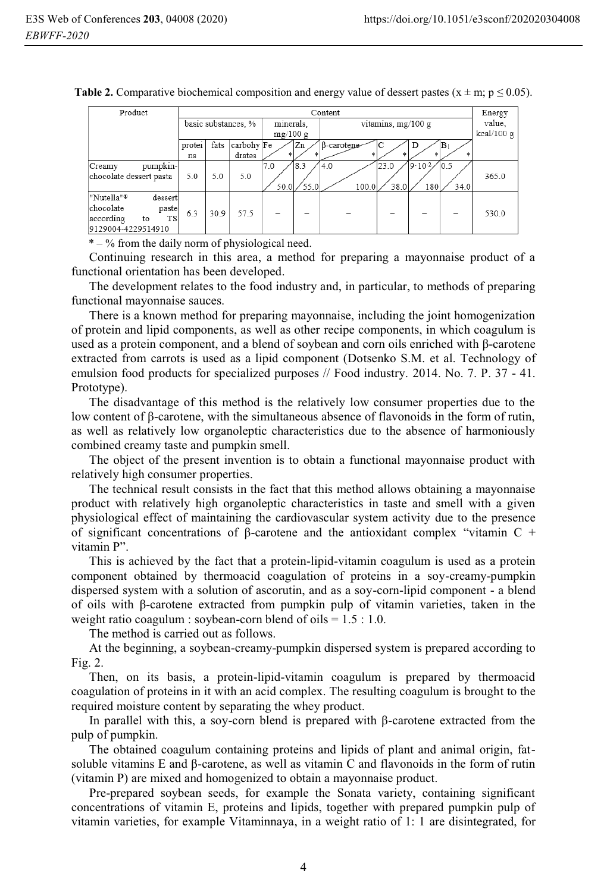**Table 2.** Comparative biochemical composition and energy value of dessert pastes (x ± m; p ≤ 0.05).

| Product | Content | | | | | | | | | | Energy value, kcal/100 g |
|---|---|---|---|---|---|---|---|---|---|---|---|
| | basic substances, % | | | minerals, mg/100 g | | vitamins, mg/100 g | | | | | |
| | proteins | fats | carbohydrates | Fe / * | Zn / * | β-carotene / * | C / * | D / * | $B_1$ / * | | |
| Creamy pumpkin-chocolate dessert pasta | 5.0 | 5.0 | 5.0 | 7.0 / 50.0 | 8.3 / 55.0 | 4.0 / 100.0 | 23.0 / 38.0 | $9 \cdot 10^{-2}$ / 180 | 0.5 / 34.0 | | 365.0 |
| "Nutella"® dessert chocolate paste according to TS 9129004-4229514910 | 6.3 | 30.9 | 57.5 | – | – | – | – | – | – | | 530.0 |

* – % from the daily norm of physiological need.

Continuing research in this area, a method for preparing a mayonnaise product of a functional orientation has been developed.

The development relates to the food industry and, in particular, to methods of preparing functional mayonnaise sauces.

There is a known method for preparing mayonnaise, including the joint homogenization of protein and lipid components, as well as other recipe components, in which coagulum is used as a protein component, and a blend of soybean and corn oils enriched with β-carotene extracted from carrots is used as a lipid component (Dotsenko S.M. et al. Technology of emulsion food products for specialized purposes // Food industry. 2014. No. 7. P. 37 - 41. Prototype).

The disadvantage of this method is the relatively low consumer properties due to the low content of β-carotene, with the simultaneous absence of flavonoids in the form of rutin, as well as relatively low organoleptic characteristics due to the absence of harmoniously combined creamy taste and pumpkin smell.

The object of the present invention is to obtain a functional mayonnaise product with relatively high consumer properties.

The technical result consists in the fact that this method allows obtaining a mayonnaise product with relatively high organoleptic characteristics in taste and smell with a given physiological effect of maintaining the cardiovascular system activity due to the presence of significant concentrations of β-carotene and the antioxidant complex "vitamin C + vitamin P".

This is achieved by the fact that a protein-lipid-vitamin coagulum is used as a protein component obtained by thermoacid coagulation of proteins in a soy-creamy-pumpkin dispersed system with a solution of ascorutin, and as a soy-corn-lipid component - a blend of oils with β-carotene extracted from pumpkin pulp of vitamin varieties, taken in the weight ratio coagulum : soybean-corn blend of oils = 1.5 : 1.0.

The method is carried out as follows.

At the beginning, a soybean-creamy-pumpkin dispersed system is prepared according to Fig. 2.

Then, on its basis, a protein-lipid-vitamin coagulum is prepared by thermoacid coagulation of proteins in it with an acid complex. The resulting coagulum is brought to the required moisture content by separating the whey product.

In parallel with this, a soy-corn blend is prepared with β-carotene extracted from the pulp of pumpkin.

The obtained coagulum containing proteins and lipids of plant and animal origin, fat-soluble vitamins E and β-carotene, as well as vitamin C and flavonoids in the form of rutin (vitamin P) are mixed and homogenized to obtain a mayonnaise product.

Pre-prepared soybean seeds, for example the Sonata variety, containing significant concentrations of vitamin E, proteins and lipids, together with prepared pumpkin pulp of vitamin varieties, for example Vitaminnaya, in a weight ratio of 1: 1 are disintegrated, for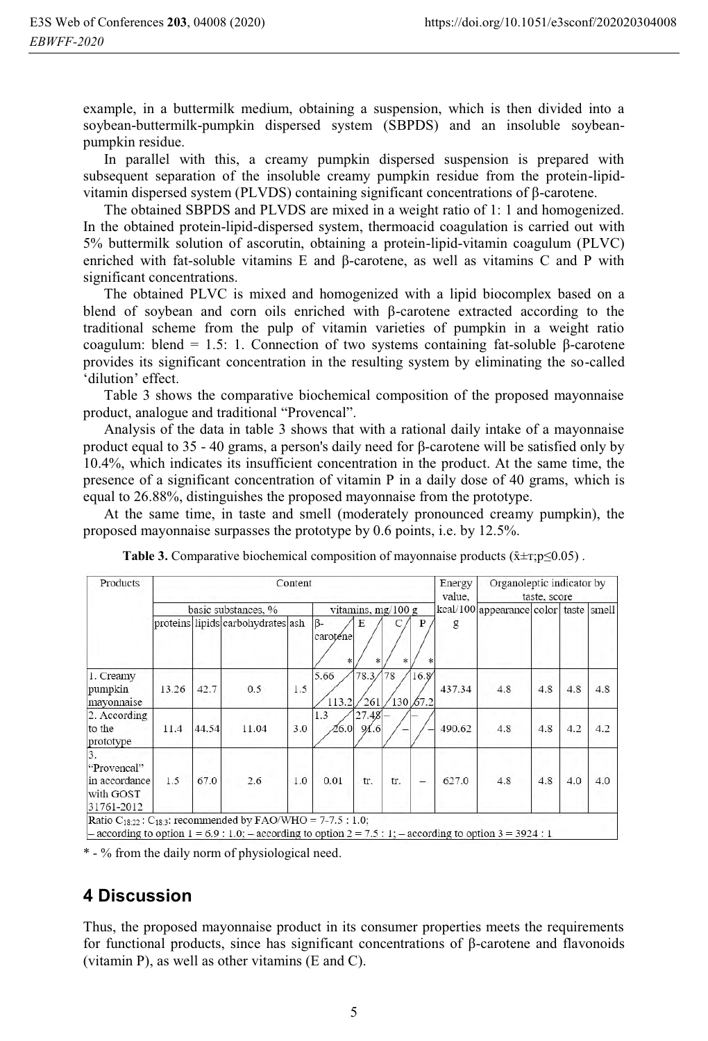example, in a buttermilk medium, obtaining a suspension, which is then divided into a soybean-buttermilk-pumpkin dispersed system (SBPDS) and an insoluble soybean-pumpkin residue.

In parallel with this, a creamy pumpkin dispersed suspension is prepared with subsequent separation of the insoluble creamy pumpkin residue from the protein-lipid-vitamin dispersed system (PLVDS) containing significant concentrations of β-carotene.

The obtained SBPDS and PLVDS are mixed in a weight ratio of 1: 1 and homogenized. In the obtained protein-lipid-dispersed system, thermoacid coagulation is carried out with 5% buttermilk solution of ascorutin, obtaining a protein-lipid-vitamin coagulum (PLVC) enriched with fat-soluble vitamins E and β-carotene, as well as vitamins C and P with significant concentrations.

The obtained PLVC is mixed and homogenized with a lipid biocomplex based on a blend of soybean and corn oils enriched with β-carotene extracted according to the traditional scheme from the pulp of vitamin varieties of pumpkin in a weight ratio coagulum: blend = 1.5: 1. Connection of two systems containing fat-soluble β-carotene provides its significant concentration in the resulting system by eliminating the so-called 'dilution' effect.

Table 3 shows the comparative biochemical composition of the proposed mayonnaise product, analogue and traditional "Provencal".

Analysis of the data in table 3 shows that with a rational daily intake of a mayonnaise product equal to 35 - 40 grams, a person's daily need for β-carotene will be satisfied only by 10.4%, which indicates its insufficient concentration in the product. At the same time, the presence of a significant concentration of vitamin P in a daily dose of 40 grams, which is equal to 26.88%, distinguishes the proposed mayonnaise from the prototype.

At the same time, in taste and smell (moderately pronounced creamy pumpkin), the proposed mayonnaise surpasses the prototype by 0.6 points, i.e. by 12.5%.

**Table 3.** Comparative biochemical composition of mayonnaise products ($\bar{x} \pm \tau; p \leq 0.05$) .

| Products | Content | | | | | | | | Energy value, | Organoleptic indicator by taste, score | | | |
|---|---|---|---|---|---|---|---|---|---|---|---|---|---|
| | basic substances, % | | | | vitamins, mg/100 g | | | | kcal/100 g | appearance | color | taste | smell |
| | proteins | lipids | carbohydrates | ash | β-carotene / * | E / * | C / * | P / * | | | | | |
| 1. Creamy pumpkin mayonnaise | 13.26 | 42.7 | 0.5 | 1.5 | 5.66 / 113.2 | 78.3 / 261 | 78 / 130 | 16.8 / 67.2 | 437.34 | 4.8 | 4.8 | 4.8 | 4.8 |
| 2. According to the prototype | 11.4 | 44.54 | 11.04 | 3.0 | 1.3 / 26.0 | 27.48 / 91.6 | – / – | – / – | 490.62 | 4.8 | 4.8 | 4.2 | 4.2 |
| 3. "Provencal" in accordance with GOST 31761-2012 | 1.5 | 67.0 | 2.6 | 1.0 | 0.01 | tr. | tr. | – | 627.0 | 4.8 | 4.8 | 4.0 | 4.0 |
| Ratio $C_{18:2}$ : $C_{18:3}$: recommended by FAO/WHO = 7-7.5 : 1.0; – according to option 1 = 6.9 : 1.0; – according to option 2 = 7.5 : 1; – according to option 3 = 3924 : 1 | | | | | | | | | | | | | |

\* - % from the daily norm of physiological need.

## 4 Discussion

Thus, the proposed mayonnaise product in its consumer properties meets the requirements for functional products, since has significant concentrations of β-carotene and flavonoids (vitamin P), as well as other vitamins (E and C).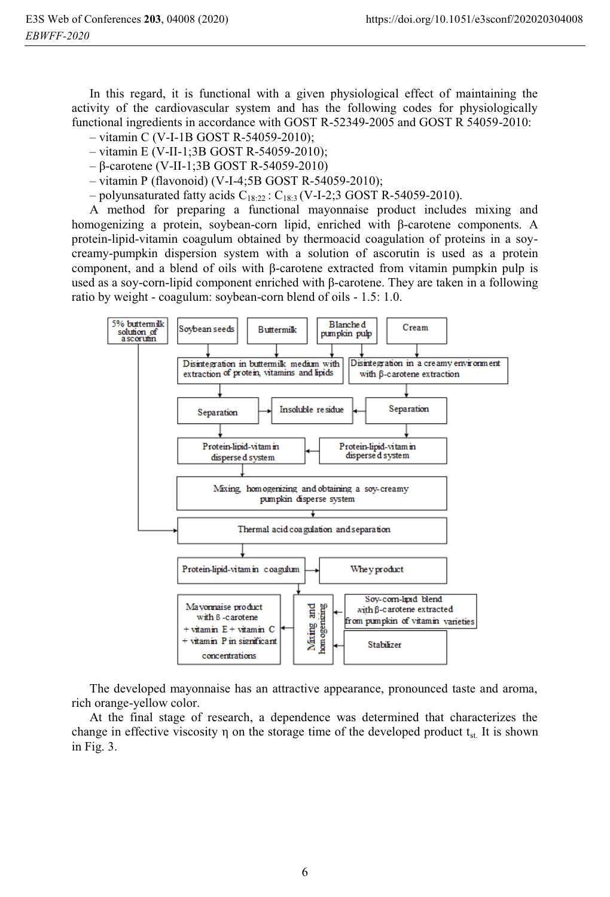In this regard, it is functional with a given physiological effect of maintaining the activity of the cardiovascular system and has the following codes for physiologically functional ingredients in accordance with GOST R-52349-2005 and GOST R 54059-2010:

– vitamin C (V-I-1B GOST R-54059-2010);
– vitamin E (V-II-1;3B GOST R-54059-2010);
– β-carotene (V-II-1;3B GOST R-54059-2010)
– vitamin P (flavonoid) (V-I-4;5B GOST R-54059-2010);
– polyunsaturated fatty acids $C_{18:22}$ : $C_{18:3}$ (V-I-2;3 GOST R-54059-2010).

A method for preparing a functional mayonnaise product includes mixing and homogenizing a protein, soybean-corn lipid, enriched with β-carotene components. A protein-lipid-vitamin coagulum obtained by thermoacid coagulation of proteins in a soy-creamy-pumpkin dispersion system with a solution of ascorutin is used as a protein component, and a blend of oils with β-carotene extracted from vitamin pumpkin pulp is used as a soy-corn-lipid component enriched with β-carotene. They are taken in a following ratio by weight - coagulum: soybean-corn blend of oils - 1.5: 1.0.

The developed mayonnaise has an attractive appearance, pronounced taste and aroma, rich orange-yellow color.

At the final stage of research, a dependence was determined that characterizes the change in effective viscosity η on the storage time of the developed product $t_{st.}$ It is shown in Fig. 3.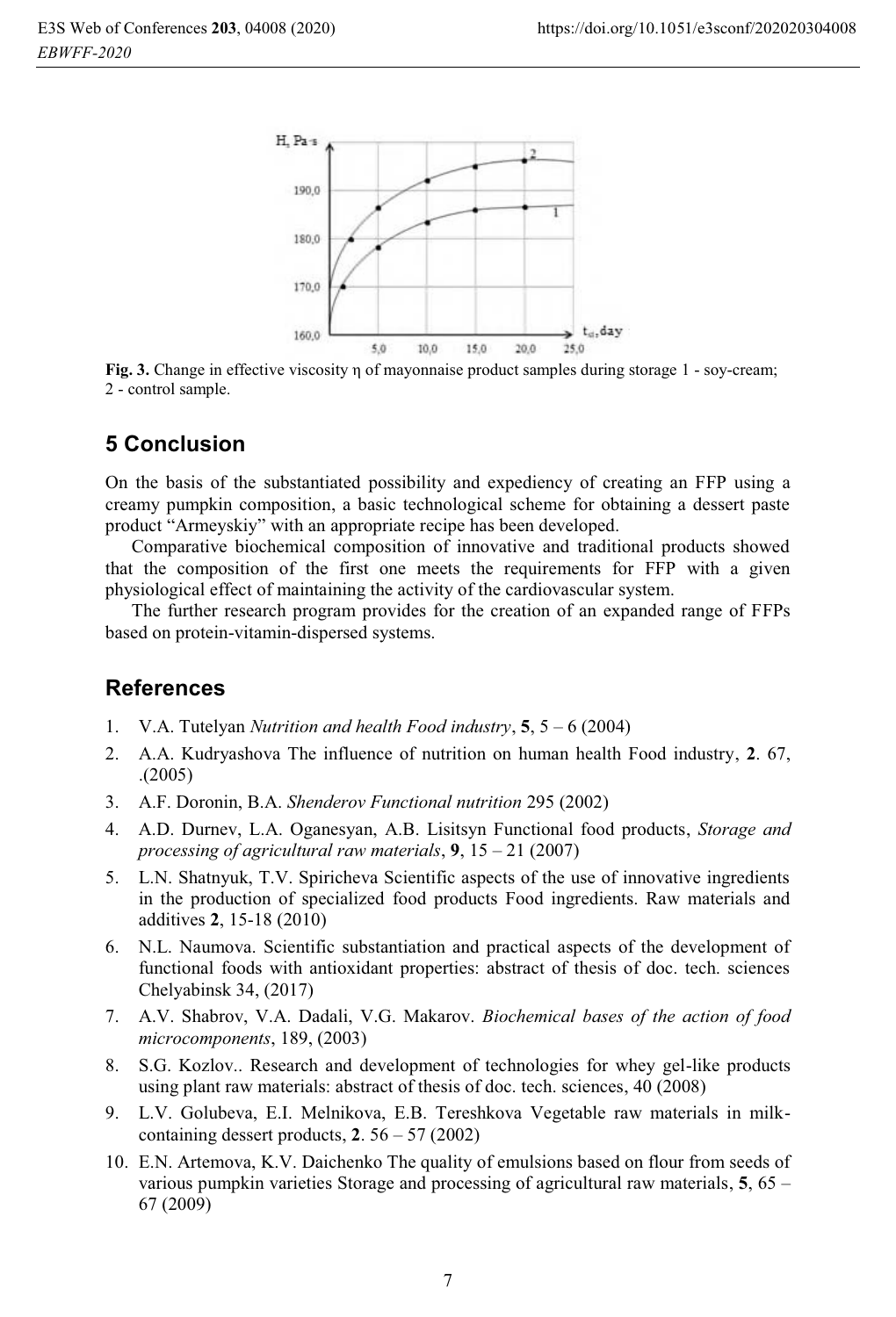**Fig. 3.** Change in effective viscosity η of mayonnaise product samples during storage 1 - soy-cream; 2 - control sample.

## 5 Conclusion

On the basis of the substantiated possibility and expediency of creating an FFP using a creamy pumpkin composition, a basic technological scheme for obtaining a dessert paste product "Armeyskiy" with an appropriate recipe has been developed.

Comparative biochemical composition of innovative and traditional products showed that the composition of the first one meets the requirements for FFP with a given physiological effect of maintaining the activity of the cardiovascular system.

The further research program provides for the creation of an expanded range of FFPs based on protein-vitamin-dispersed systems.

## References

1. V.A. Tutelyan *Nutrition and health Food industry*, **5**, 5 – 6 (2004)
2. A.A. Kudryashova The influence of nutrition on human health Food industry, **2**. 67, .(2005)
3. A.F. Doronin, B.A. *Shenderov Functional nutrition* 295 (2002)
4. A.D. Durnev, L.A. Oganesyan, A.B. Lisitsyn Functional food products, *Storage and processing of agricultural raw materials*, **9**, 15 – 21 (2007)
5. L.N. Shatnyuk, T.V. Spiricheva Scientific aspects of the use of innovative ingredients in the production of specialized food products Food ingredients. Raw materials and additives **2**, 15-18 (2010)
6. N.L. Naumova. Scientific substantiation and practical aspects of the development of functional foods with antioxidant properties: abstract of thesis of doc. tech. sciences Chelyabinsk 34, (2017)
7. A.V. Shabrov, V.A. Dadali, V.G. Makarov. *Biochemical bases of the action of food microcomponents*, 189, (2003)
8. S.G. Kozlov.. Research and development of technologies for whey gel-like products using plant raw materials: abstract of thesis of doc. tech. sciences, 40 (2008)
9. L.V. Golubeva, E.I. Melnikova, E.B. Tereshkova Vegetable raw materials in milk-containing dessert products, **2**. 56 – 57 (2002)
10. E.N. Artemova, K.V. Daichenko The quality of emulsions based on flour from seeds of various pumpkin varieties Storage and processing of agricultural raw materials, **5**, 65 – 67 (2009)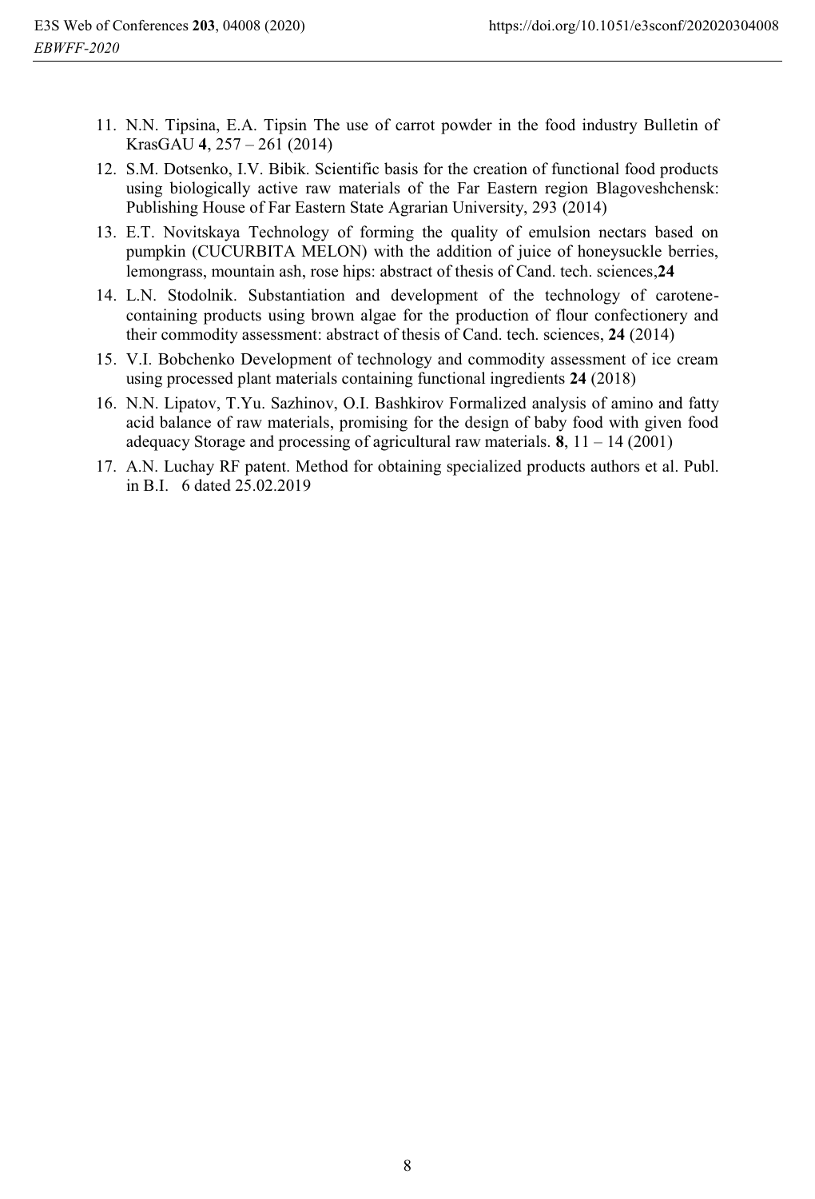11. N.N. Tipsina, E.A. Tipsin The use of carrot powder in the food industry Bulletin of KrasGAU **4**, 257 – 261 (2014)
12. S.M. Dotsenko, I.V. Bibik. Scientific basis for the creation of functional food products using biologically active raw materials of the Far Eastern region Blagoveshchensk: Publishing House of Far Eastern State Agrarian University, 293 (2014)
13. E.T. Novitskaya Technology of forming the quality of emulsion nectars based on pumpkin (CUCURBITA MELON) with the addition of juice of honeysuckle berries, lemongrass, mountain ash, rose hips: abstract of thesis of Cand. tech. sciences,**24**
14. L.N. Stodolnik. Substantiation and development of the technology of carotene-containing products using brown algae for the production of flour confectionery and their commodity assessment: abstract of thesis of Cand. tech. sciences, **24** (2014)
15. V.I. Bobchenko Development of technology and commodity assessment of ice cream using processed plant materials containing functional ingredients **24** (2018)
16. N.N. Lipatov, T.Yu. Sazhinov, O.I. Bashkirov Formalized analysis of amino and fatty acid balance of raw materials, promising for the design of baby food with given food adequacy Storage and processing of agricultural raw materials. **8**, 11 – 14 (2001)
17. A.N. Luchay RF patent. Method for obtaining specialized products authors et al. Publ. in B.I. 6 dated 25.02.2019